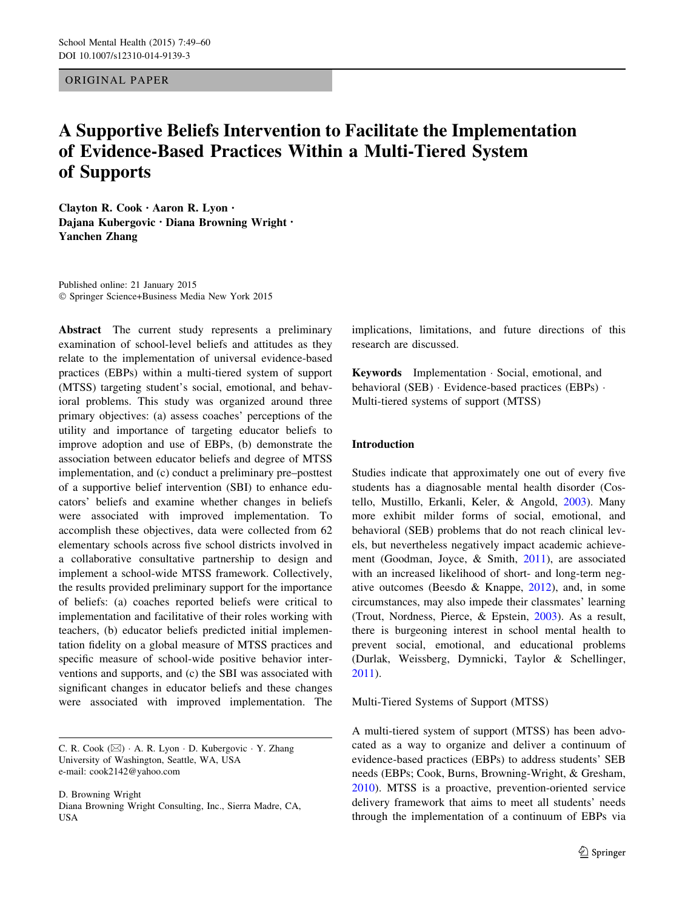ORIGINAL PAPER

# A Supportive Beliefs Intervention to Facilitate the Implementation of Evidence-Based Practices Within a Multi-Tiered System of Supports

**Clayton R. Cook · Aaron R. Lyon · Dajana Kubergovic · Diana Browning Wright · Yanchen Zhang**

Published online: 21 January 2015
© Springer Science+Business Media New York 2015

**Abstract** The current study represents a preliminary examination of school-level beliefs and attitudes as they relate to the implementation of universal evidence-based practices (EBPs) within a multi-tiered system of support (MTSS) targeting student's social, emotional, and behavioral problems. This study was organized around three primary objectives: (a) assess coaches' perceptions of the utility and importance of targeting educator beliefs to improve adoption and use of EBPs, (b) demonstrate the association between educator beliefs and degree of MTSS implementation, and (c) conduct a preliminary pre–posttest of a supportive belief intervention (SBI) to enhance educators' beliefs and examine whether changes in beliefs were associated with improved implementation. To accomplish these objectives, data were collected from 62 elementary schools across five school districts involved in a collaborative consultative partnership to design and implement a school-wide MTSS framework. Collectively, the results provided preliminary support for the importance of beliefs: (a) coaches reported beliefs were critical to implementation and facilitative of their roles working with teachers, (b) educator beliefs predicted initial implementation fidelity on a global measure of MTSS practices and specific measure of school-wide positive behavior interventions and supports, and (c) the SBI was associated with significant changes in educator beliefs and these changes were associated with improved implementation. The implications, limitations, and future directions of this research are discussed.

**Keywords** Implementation · Social, emotional, and behavioral (SEB) · Evidence-based practices (EBPs) · Multi-tiered systems of supports (MTSS)

C. R. Cook (✉) · A. R. Lyon · D. Kubergovic · Y. Zhang
University of Washington, Seattle, WA, USA
e-mail: cook2142@yahoo.com

D. Browning Wright
Diana Browning Wright Consulting, Inc., Sierra Madre, CA, USA

## Introduction

Studies indicate that approximately one out of every five students has a diagnosable mental health disorder (Costello, Mustillo, Erkanli, Keler, & Angold, 2003). Many more exhibit milder forms of social, emotional, and behavioral (SEB) problems that do not reach clinical levels, but nevertheless negatively impact academic achievement (Goodman, Joyce, & Smith, 2011), are associated with an increased likelihood of short- and long-term negative outcomes (Beesdo & Knappe, 2012), and, in some circumstances, may also impede their classmates' learning (Trout, Nordness, Pierce, & Epstein, 2003). As a result, there is burgeoning interest in school mental health to prevent social, emotional, and educational problems (Durlak, Weissberg, Dymnicki, Taylor & Schellinger, 2011).

### Multi-Tiered Systems of Support (MTSS)

A multi-tiered system of support (MTSS) has been advocated as a way to organize and deliver a continuum of evidence-based practices (EBPs) to address students' SEB needs (EBPs; Cook, Burns, Browning-Wright, & Gresham, 2010). MTSS is a proactive, prevention-oriented service delivery framework that aims to meet all students' needs through the implementation of a continuum of EBPs via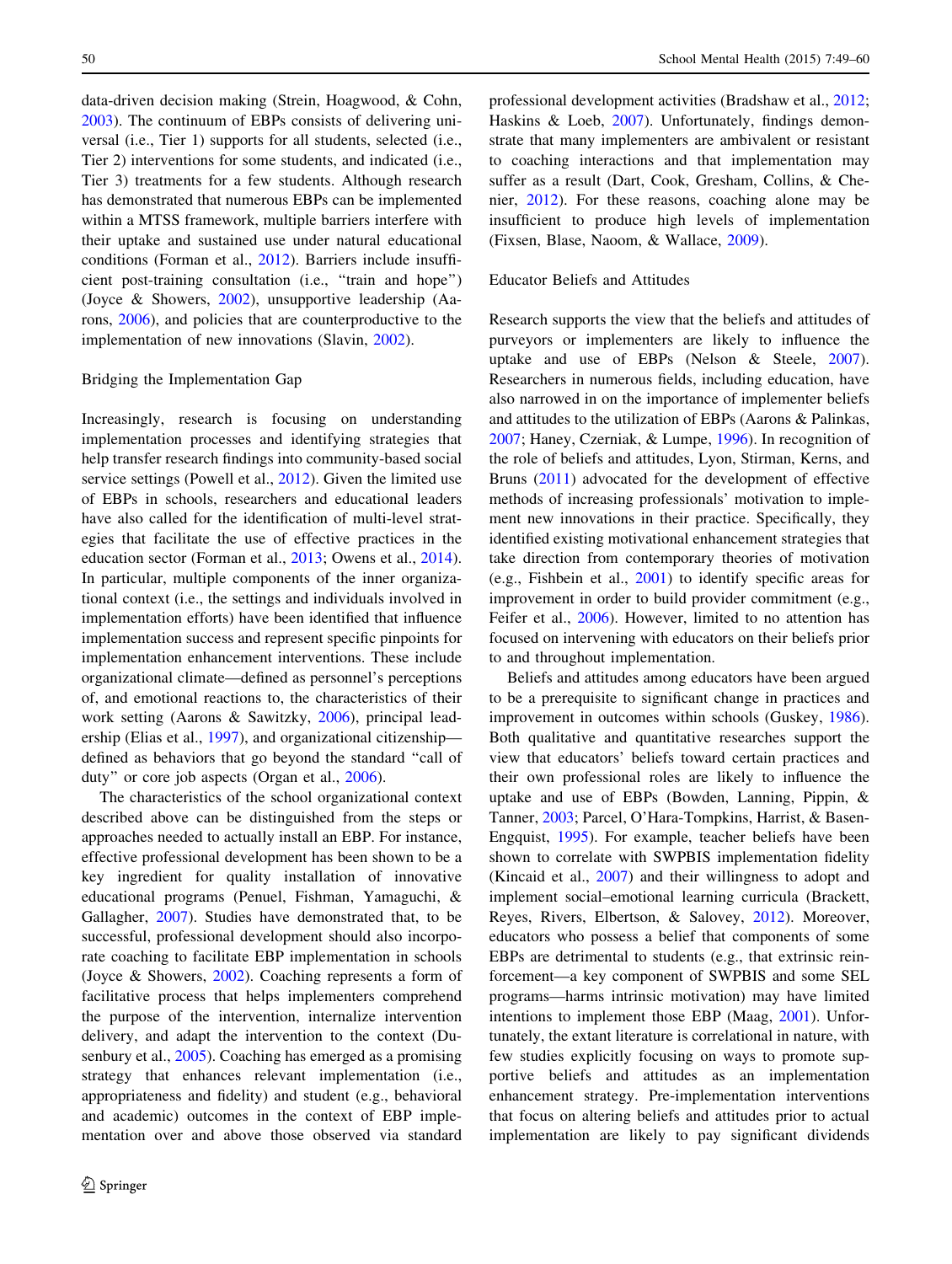data-driven decision making (Strein, Hoagwood, & Cohn, 2003). The continuum of EBPs consists of delivering universal (i.e., Tier 1) supports for all students, selected (i.e., Tier 2) interventions for some students, and indicated (i.e., Tier 3) treatments for a few students. Although research has demonstrated that numerous EBPs can be implemented within a MTSS framework, multiple barriers interfere with their uptake and sustained use under natural educational conditions (Forman et al., 2012). Barriers include insufficient post-training consultation (i.e., "train and hope") (Joyce & Showers, 2002), unsupportive leadership (Aarons, 2006), and policies that are counterproductive to the implementation of new innovations (Slavin, 2002).

## Bridging the Implementation Gap

Increasingly, research is focusing on understanding implementation processes and identifying strategies that help transfer research findings into community-based social service settings (Powell et al., 2012). Given the limited use of EBPs in schools, researchers and educational leaders have also called for the identification of multi-level strategies that facilitate the use of effective practices in the education sector (Forman et al., 2013; Owens et al., 2014). In particular, multiple components of the inner organizational context (i.e., the settings and individuals involved in implementation efforts) have been identified that influence implementation success and represent specific pinpoints for implementation enhancement interventions. These include organizational climate—defined as personnel's perceptions of, and emotional reactions to, the characteristics of their work setting (Aarons & Sawitzky, 2006), principal leadership (Elias et al., 1997), and organizational citizenship—defined as behaviors that go beyond the standard "call of duty" or core job aspects (Organ et al., 2006).

The characteristics of the school organizational context described above can be distinguished from the steps or approaches needed to actually install an EBP. For instance, effective professional development has been shown to be a key ingredient for quality installation of innovative educational programs (Penuel, Fishman, Yamaguchi, & Gallagher, 2007). Studies have demonstrated that, to be successful, professional development should also incorporate coaching to facilitate EBP implementation in schools (Joyce & Showers, 2002). Coaching represents a form of facilitative process that helps implementers comprehend the purpose of the intervention, internalize intervention delivery, and adapt the intervention to the context (Dusenbury et al., 2005). Coaching has emerged as a promising strategy that enhances relevant implementation (i.e., appropriateness and fidelity) and student (e.g., behavioral and academic) outcomes in the context of EBP implementation over and above those observed via standard professional development activities (Bradshaw et al., 2012; Haskins & Loeb, 2007). Unfortunately, findings demonstrate that many implementers are ambivalent or resistant to coaching interactions and that implementation may suffer as a result (Dart, Cook, Gresham, Collins, & Chenier, 2012). For these reasons, coaching alone may be insufficient to produce high levels of implementation (Fixsen, Blase, Naoom, & Wallace, 2009).

## Educator Beliefs and Attitudes

Research supports the view that the beliefs and attitudes of purveyors or implementers are likely to influence the uptake and use of EBPs (Nelson & Steele, 2007). Researchers in numerous fields, including education, have also narrowed in on the importance of implementer beliefs and attitudes to the utilization of EBPs (Aarons & Palinkas, 2007; Haney, Czerniak, & Lumpe, 1996). In recognition of the role of beliefs and attitudes, Lyon, Stirman, Kerns, and Bruns (2011) advocated for the development of effective methods of increasing professionals' motivation to implement new innovations in their practice. Specifically, they identified existing motivational enhancement strategies that take direction from contemporary theories of motivation (e.g., Fishbein et al., 2001) to identify specific areas for improvement in order to build provider commitment (e.g., Feifer et al., 2006). However, limited to no attention has focused on intervening with educators on their beliefs prior to and throughout implementation.

Beliefs and attitudes among educators have been argued to be a prerequisite to significant change in practices and improvement in outcomes within schools (Guskey, 1986). Both qualitative and quantitative researches support the view that educators' beliefs toward certain practices and their own professional roles are likely to influence the uptake and use of EBPs (Bowden, Lanning, Pippin, & Tanner, 2003; Parcel, O'Hara-Tompkins, Harrist, & Basen-Engquist, 1995). For example, teacher beliefs have been shown to correlate with SWPBIS implementation fidelity (Kincaid et al., 2007) and their willingness to adopt and implement social–emotional learning curricula (Brackett, Reyes, Rivers, Elbertson, & Salovey, 2012). Moreover, educators who possess a belief that components of some EBPs are detrimental to students (e.g., that extrinsic reinforcement—a key component of SWPBIS and some SEL programs—harms intrinsic motivation) may have limited intentions to implement those EBP (Maag, 2001). Unfortunately, the extant literature is correlational in nature, with few studies explicitly focusing on ways to promote supportive beliefs and attitudes as an implementation enhancement strategy. Pre-implementation interventions that focus on altering beliefs and attitudes prior to actual implementation are likely to pay significant dividends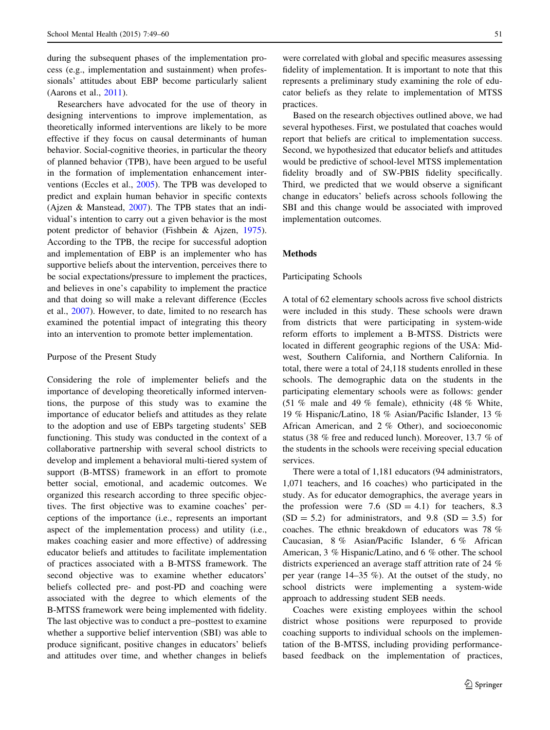during the subsequent phases of the implementation process (e.g., implementation and sustainment) when professionals' attitudes about EBP become particularly salient (Aarons et al., 2011).

Researchers have advocated for the use of theory in designing interventions to improve implementation, as theoretically informed interventions are likely to be more effective if they focus on causal determinants of human behavior. Social-cognitive theories, in particular the theory of planned behavior (TPB), have been argued to be useful in the formation of implementation enhancement interventions (Eccles et al., 2005). The TPB was developed to predict and explain human behavior in specific contexts (Ajzen & Manstead, 2007). The TPB states that an individual's intention to carry out a given behavior is the most potent predictor of behavior (Fishbein & Ajzen, 1975). According to the TPB, the recipe for successful adoption and implementation of EBP is an implementer who has supportive beliefs about the intervention, perceives there to be social expectations/pressure to implement the practices, and believes in one's capability to implement the practice and that doing so will make a relevant difference (Eccles et al., 2007). However, to date, limited to no research has examined the potential impact of integrating this theory into an intervention to promote better implementation.

### Purpose of the Present Study

Considering the role of implementer beliefs and the importance of developing theoretically informed interventions, the purpose of this study was to examine the importance of educator beliefs and attitudes as they relate to the adoption and use of EBPs targeting students' SEB functioning. This study was conducted in the context of a collaborative partnership with several school districts to develop and implement a behavioral multi-tiered system of support (B-MTSS) framework in an effort to promote better social, emotional, and academic outcomes. We organized this research according to three specific objectives. The first objective was to examine coaches' perceptions of the importance (i.e., represents an important aspect of the implementation process) and utility (i.e., makes coaching easier and more effective) of addressing educator beliefs and attitudes to facilitate implementation of practices associated with a B-MTSS framework. The second objective was to examine whether educators' beliefs collected pre- and post-PD and coaching were associated with the degree to which elements of the B-MTSS framework were being implemented with fidelity. The last objective was to conduct a pre–posttest to examine whether a supportive belief intervention (SBI) was able to produce significant, positive changes in educators' beliefs and attitudes over time, and whether changes in beliefs were correlated with global and specific measures assessing fidelity of implementation. It is important to note that this represents a preliminary study examining the role of educator beliefs as they relate to implementation of MTSS practices.

Based on the research objectives outlined above, we had several hypotheses. First, we postulated that coaches would report that beliefs are critical to implementation success. Second, we hypothesized that educator beliefs and attitudes would be predictive of school-level MTSS implementation fidelity broadly and of SW-PBIS fidelity specifically. Third, we predicted that we would observe a significant change in educators' beliefs across schools following the SBI and this change would be associated with improved implementation outcomes.

## Methods

### Participating Schools

A total of 62 elementary schools across five school districts were included in this study. These schools were drawn from districts that were participating in system-wide reform efforts to implement a B-MTSS. Districts were located in different geographic regions of the USA: Midwest, Southern California, and Northern California. In total, there were a total of 24,118 students enrolled in these schools. The demographic data on the students in the participating elementary schools were as follows: gender (51 % male and 49 % female), ethnicity (48 % White, 19 % Hispanic/Latino, 18 % Asian/Pacific Islander, 13 % African American, and 2 % Other), and socioeconomic status (38 % free and reduced lunch). Moreover, 13.7 % of the students in the schools were receiving special education services.

There were a total of 1,181 educators (94 administrators, 1,071 teachers, and 16 coaches) who participated in the study. As for educator demographics, the average years in the profession were 7.6 (SD = 4.1) for teachers, 8.3 (SD = 5.2) for administrators, and 9.8 (SD = 3.5) for coaches. The ethnic breakdown of educators was 78 % Caucasian, 8 % Asian/Pacific Islander, 6 % African American, 3 % Hispanic/Latino, and 6 % other. The school districts experienced an average staff attrition rate of 24 % per year (range 14–35 %). At the outset of the study, no school districts were implementing a system-wide approach to addressing student SEB needs.

Coaches were existing employees within the school district whose positions were repurposed to provide coaching supports to individual schools on the implementation of the B-MTSS, including providing performance-based feedback on the implementation of practices,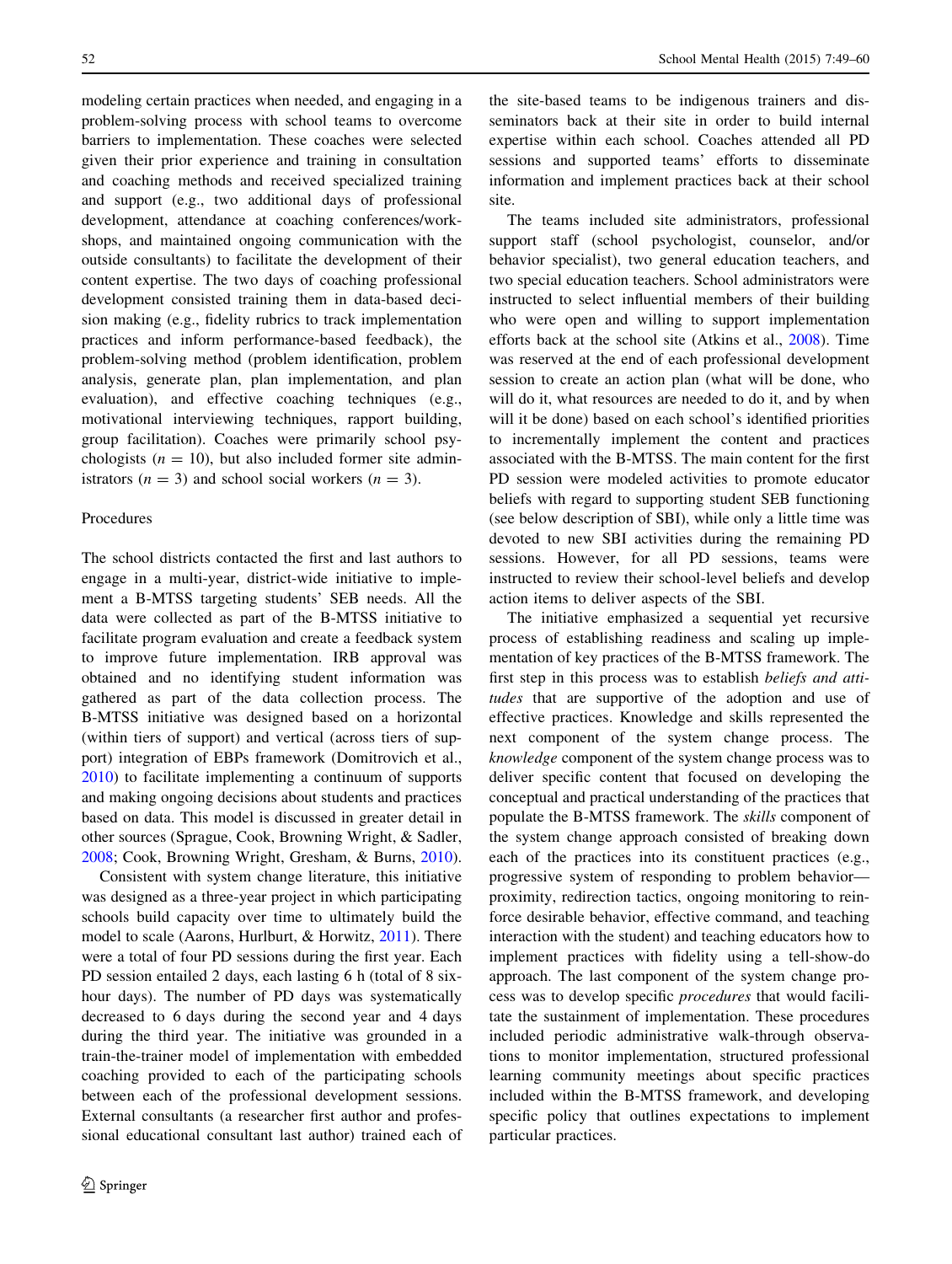modeling certain practices when needed, and engaging in a problem-solving process with school teams to overcome barriers to implementation. These coaches were selected given their prior experience and training in consultation and coaching methods and received specialized training and support (e.g., two additional days of professional development, attendance at coaching conferences/workshops, and maintained ongoing communication with the outside consultants) to facilitate the development of their content expertise. The two days of coaching professional development consisted training them in data-based decision making (e.g., fidelity rubrics to track implementation practices and inform performance-based feedback), the problem-solving method (problem identification, problem analysis, generate plan, plan implementation, and plan evaluation), and effective coaching techniques (e.g., motivational interviewing techniques, rapport building, group facilitation). Coaches were primarily school psychologists ($n = 10$), but also included former site administrators ($n = 3$) and school social workers ($n = 3$).

### Procedures

The school districts contacted the first and last authors to engage in a multi-year, district-wide initiative to implement a B-MTSS targeting students' SEB needs. All the data were collected as part of the B-MTSS initiative to facilitate program evaluation and create a feedback system to improve future implementation. IRB approval was obtained and no identifying student information was gathered as part of the data collection process. The B-MTSS initiative was designed based on a horizontal (within tiers of support) and vertical (across tiers of support) integration of EBPs framework (Domitrovich et al., 2010) to facilitate implementing a continuum of supports and making ongoing decisions about students and practices based on data. This model is discussed in greater detail in other sources (Sprague, Cook, Browning Wright, & Sadler, 2008; Cook, Browning Wright, Gresham, & Burns, 2010).

Consistent with system change literature, this initiative was designed as a three-year project in which participating schools build capacity over time to ultimately build the model to scale (Aarons, Hurlburt, & Horwitz, 2011). There were a total of four PD sessions during the first year. Each PD session entailed 2 days, each lasting 6 h (total of 8 six-hour days). The number of PD days was systematically decreased to 6 days during the second year and 4 days during the third year. The initiative was grounded in a train-the-trainer model of implementation with embedded coaching provided to each of the participating schools between each of the professional development sessions. External consultants (a researcher first author and professional educational consultant last author) trained each of the site-based teams to be indigenous trainers and disseminators back at their site in order to build internal expertise within each school. Coaches attended all PD sessions and supported teams' efforts to disseminate information and implement practices back at their school site.

The teams included site administrators, professional support staff (school psychologist, counselor, and/or behavior specialist), two general education teachers, and two special education teachers. School administrators were instructed to select influential members of their building who were open and willing to support implementation efforts back at the school site (Atkins et al., 2008). Time was reserved at the end of each professional development session to create an action plan (what will be done, who will do it, what resources are needed to do it, and by when will it be done) based on each school's identified priorities to incrementally implement the content and practices associated with the B-MTSS. The main content for the first PD session were modeled activities to promote educator beliefs with regard to supporting student SEB functioning (see below description of SBI), while only a little time was devoted to new SBI activities during the remaining PD sessions. However, for all PD sessions, teams were instructed to review their school-level beliefs and develop action items to deliver aspects of the SBI.

The initiative emphasized a sequential yet recursive process of establishing readiness and scaling up implementation of key practices of the B-MTSS framework. The first step in this process was to establish *beliefs and attitudes* that are supportive of the adoption and use of effective practices. Knowledge and skills represented the next component of the system change process. The *knowledge* component of the system change process was to deliver specific content that focused on developing the conceptual and practical understanding of the practices that populate the B-MTSS framework. The *skills* component of the system change approach consisted of breaking down each of the practices into its constituent practices (e.g., progressive system of responding to problem behavior—proximity, redirection tactics, ongoing monitoring to reinforce desirable behavior, effective command, and teaching interaction with the student) and teaching educators how to implement practices with fidelity using a tell-show-do approach. The last component of the system change process was to develop specific *procedures* that would facilitate the sustainment of implementation. These procedures included periodic administrative walk-through observations to monitor implementation, structured professional learning community meetings about specific practices included within the B-MTSS framework, and developing specific policy that outlines expectations to implement particular practices.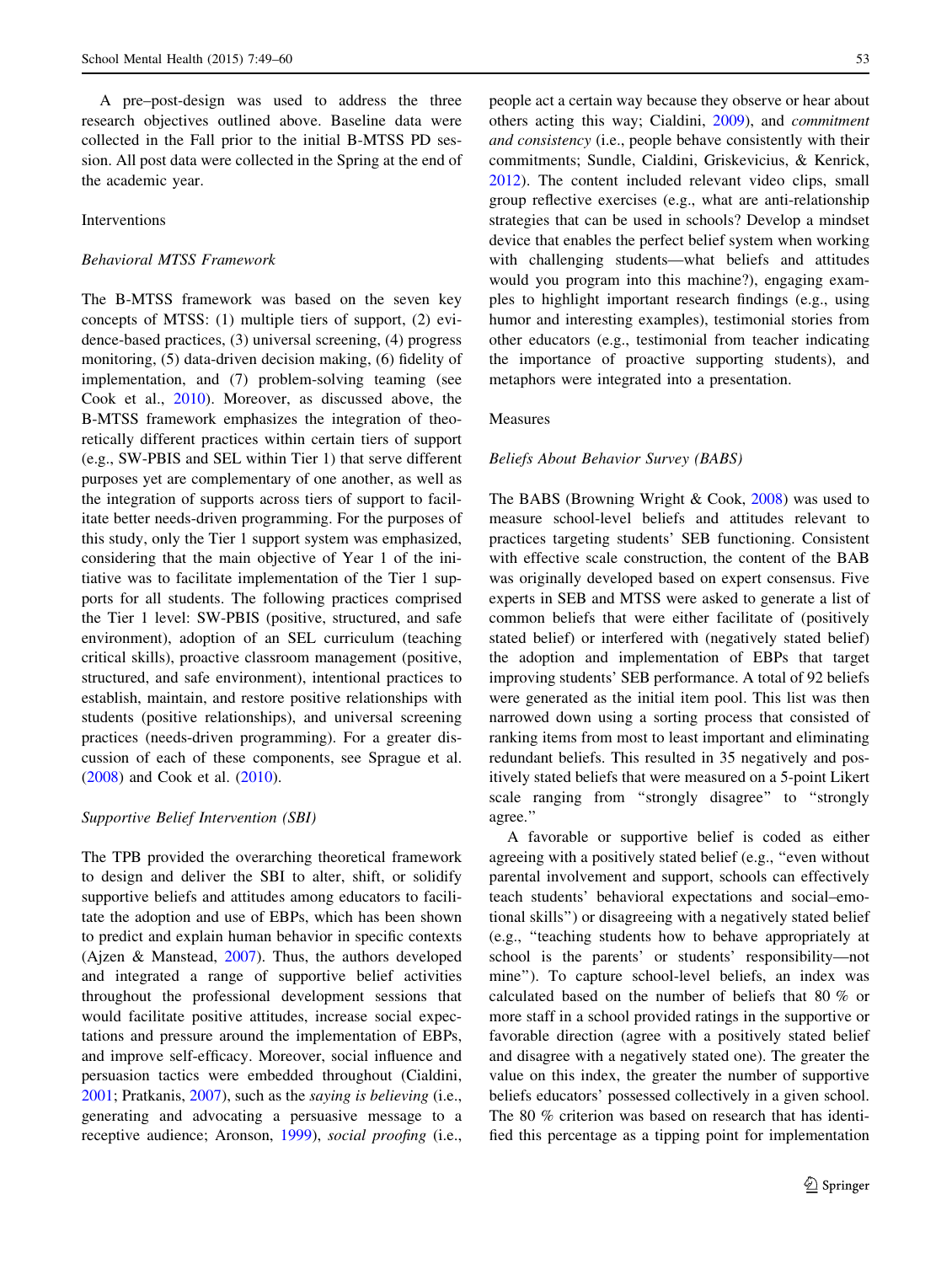A pre–post-design was used to address the three research objectives outlined above. Baseline data were collected in the Fall prior to the initial B-MTSS PD session. All post data were collected in the Spring at the end of the academic year.

## Interventions

### *Behavioral MTSS Framework*

The B-MTSS framework was based on the seven key concepts of MTSS: (1) multiple tiers of support, (2) evidence-based practices, (3) universal screening, (4) progress monitoring, (5) data-driven decision making, (6) fidelity of implementation, and (7) problem-solving teaming (see Cook et al., 2010). Moreover, as discussed above, the B-MTSS framework emphasizes the integration of theoretically different practices within certain tiers of support (e.g., SW-PBIS and SEL within Tier 1) that serve different purposes yet are complementary of one another, as well as the integration of supports across tiers of support to facilitate better needs-driven programming. For the purposes of this study, only the Tier 1 support system was emphasized, considering that the main objective of Year 1 of the initiative was to facilitate implementation of the Tier 1 supports for all students. The following practices comprised the Tier 1 level: SW-PBIS (positive, structured, and safe environment), adoption of an SEL curriculum (teaching critical skills), proactive classroom management (positive, structured, and safe environment), intentional practices to establish, maintain, and restore positive relationships with students (positive relationships), and universal screening practices (needs-driven programming). For a greater discussion of each of these components, see Sprague et al. (2008) and Cook et al. (2010).

### *Supportive Belief Intervention (SBI)*

The TPB provided the overarching theoretical framework to design and deliver the SBI to alter, shift, or solidify supportive beliefs and attitudes among educators to facilitate the adoption and use of EBPs, which has been shown to predict and explain human behavior in specific contexts (Ajzen & Manstead, 2007). Thus, the authors developed and integrated a range of supportive belief activities throughout the professional development sessions that would facilitate positive attitudes, increase social expectations and pressure around the implementation of EBPs, and improve self-efficacy. Moreover, social influence and persuasion tactics were embedded throughout (Cialdini, 2001; Pratkanis, 2007), such as the *saying is believing* (i.e., generating and advocating a persuasive message to a receptive audience; Aronson, 1999), *social proofing* (i.e., people act a certain way because they observe or hear about others acting this way; Cialdini, 2009), and *commitment and consistency* (i.e., people behave consistently with their commitments; Sundle, Cialdini, Griskevicius, & Kenrick, 2012). The content included relevant video clips, small group reflective exercises (e.g., what are anti-relationship strategies that can be used in schools? Develop a mindset device that enables the perfect belief system when working with challenging students—what beliefs and attitudes would you program into this machine?), engaging examples to highlight important research findings (e.g., using humor and interesting examples), testimonial stories from other educators (e.g., testimonial from teacher indicating the importance of proactive supporting students), and metaphors were integrated into a presentation.

## Measures

### *Beliefs About Behavior Survey (BABS)*

The BABS (Browning Wright & Cook, 2008) was used to measure school-level beliefs and attitudes relevant to practices targeting students' SEB functioning. Consistent with effective scale construction, the content of the BAB was originally developed based on expert consensus. Five experts in SEB and MTSS were asked to generate a list of common beliefs that were either facilitate of (positively stated belief) or interfered with (negatively stated belief) the adoption and implementation of EBPs that target improving students' SEB performance. A total of 92 beliefs were generated as the initial item pool. This list was then narrowed down using a sorting process that consisted of ranking items from most to least important and eliminating redundant beliefs. This resulted in 35 negatively and positively stated beliefs that were measured on a 5-point Likert scale ranging from "strongly disagree" to "strongly agree."

A favorable or supportive belief is coded as either agreeing with a positively stated belief (e.g., "even without parental involvement and support, schools can effectively teach students' behavioral expectations and social–emotional skills") or disagreeing with a negatively stated belief (e.g., "teaching students how to behave appropriately at school is the parents' or students' responsibility—not mine"). To capture school-level beliefs, an index was calculated based on the number of beliefs that 80 % or more staff in a school provided ratings in the supportive or favorable direction (agree with a positively stated belief and disagree with a negatively stated one). The greater the value on this index, the greater the number of supportive beliefs educators' possessed collectively in a given school. The 80 % criterion was based on research that has identified this percentage as a tipping point for implementation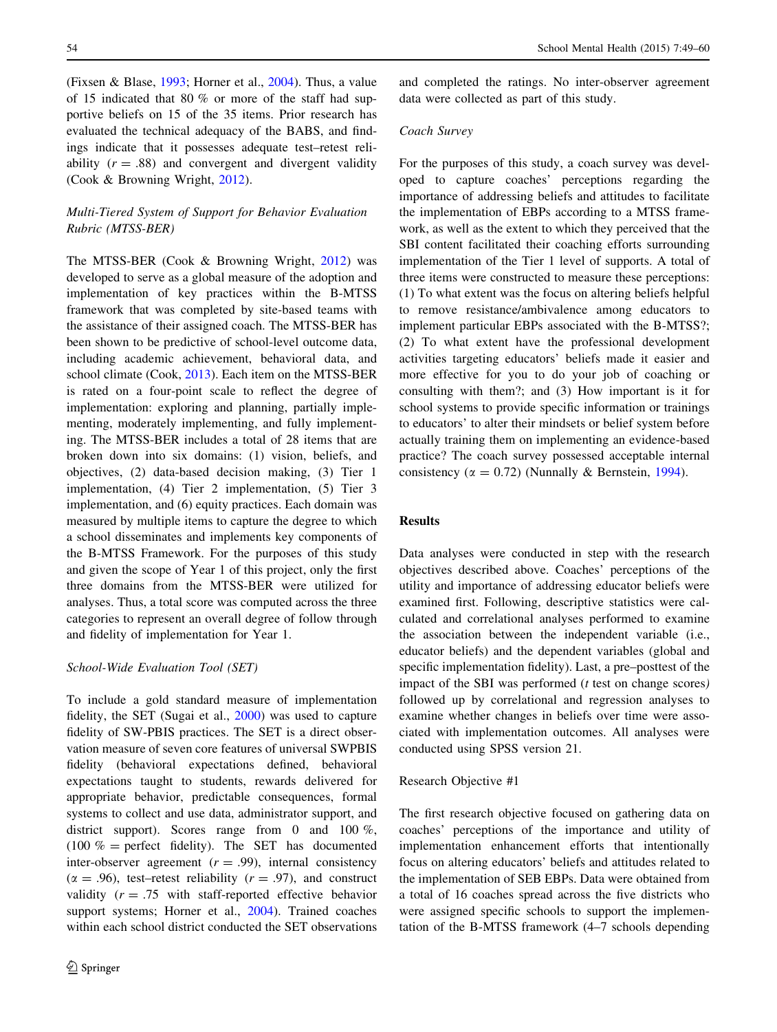(Fixsen & Blase, 1993; Horner et al., 2004). Thus, a value of 15 indicated that 80 % or more of the staff had supportive beliefs on 15 of the 35 items. Prior research has evaluated the technical adequacy of the BABS, and findings indicate that it possesses adequate test–retest reliability ($r = .88$) and convergent and divergent validity (Cook & Browning Wright, 2012).

### *Multi-Tiered System of Support for Behavior Evaluation Rubric (MTSS-BER)*

The MTSS-BER (Cook & Browning Wright, 2012) was developed to serve as a global measure of the adoption and implementation of key practices within the B-MTSS framework that was completed by site-based teams with the assistance of their assigned coach. The MTSS-BER has been shown to be predictive of school-level outcome data, including academic achievement, behavioral data, and school climate (Cook, 2013). Each item on the MTSS-BER is rated on a four-point scale to reflect the degree of implementation: exploring and planning, partially implementing, moderately implementing, and fully implementing. The MTSS-BER includes a total of 28 items that are broken down into six domains: (1) vision, beliefs, and objectives, (2) data-based decision making, (3) Tier 1 implementation, (4) Tier 2 implementation, (5) Tier 3 implementation, and (6) equity practices. Each domain was measured by multiple items to capture the degree to which a school disseminates and implements key components of the B-MTSS Framework. For the purposes of this study and given the scope of Year 1 of this project, only the first three domains from the MTSS-BER were utilized for analyses. Thus, a total score was computed across the three categories to represent an overall degree of follow through and fidelity of implementation for Year 1.

### *School-Wide Evaluation Tool (SET)*

To include a gold standard measure of implementation fidelity, the SET (Sugai et al., 2000) was used to capture fidelity of SW-PBIS practices. The SET is a direct observation measure of seven core features of universal SWPBIS fidelity (behavioral expectations defined, behavioral expectations taught to students, rewards delivered for appropriate behavior, predictable consequences, formal systems to collect and use data, administrator support, and district support). Scores range from 0 and 100 %, (100 % = perfect fidelity). The SET has documented inter-observer agreement ($r = .99$), internal consistency ($\alpha = .96$), test–retest reliability ($r = .97$), and construct validity ($r = .75$ with staff-reported effective behavior support systems; Horner et al., 2004). Trained coaches within each school district conducted the SET observations and completed the ratings. No inter-observer agreement data were collected as part of this study.

### *Coach Survey*

For the purposes of this study, a coach survey was developed to capture coaches' perceptions regarding the importance of addressing beliefs and attitudes to facilitate the implementation of EBPs according to a MTSS framework, as well as the extent to which they perceived that the SBI content facilitated their coaching efforts surrounding implementation of the Tier 1 level of supports. A total of three items were constructed to measure these perceptions: (1) To what extent was the focus on altering beliefs helpful to remove resistance/ambivalence among educators to implement particular EBPs associated with the B-MTSS?; (2) To what extent have the professional development activities targeting educators' beliefs made it easier and more effective for you to do your job of coaching or consulting with them?; and (3) How important is it for school systems to provide specific information or trainings to educators' to alter their mindsets or belief system before actually training them on implementing an evidence-based practice? The coach survey possessed acceptable internal consistency ($\alpha = 0.72$) (Nunnally & Bernstein, 1994).

## Results

Data analyses were conducted in step with the research objectives described above. Coaches' perceptions of the utility and importance of addressing educator beliefs were examined first. Following, descriptive statistics were calculated and correlational analyses performed to examine the association between the independent variable (i.e., educator beliefs) and the dependent variables (global and specific implementation fidelity). Last, a pre–posttest of the impact of the SBI was performed (*t* test on change scores) followed up by correlational and regression analyses to examine whether changes in beliefs over time were associated with implementation outcomes. All analyses were conducted using SPSS version 21.

### Research Objective #1

The first research objective focused on gathering data on coaches' perceptions of the importance and utility of implementation enhancement efforts that intentionally focus on altering educators' beliefs and attitudes related to the implementation of SEB EBPs. Data were obtained from a total of 16 coaches spread across the five districts who were assigned specific schools to support the implementation of the B-MTSS framework (4–7 schools depending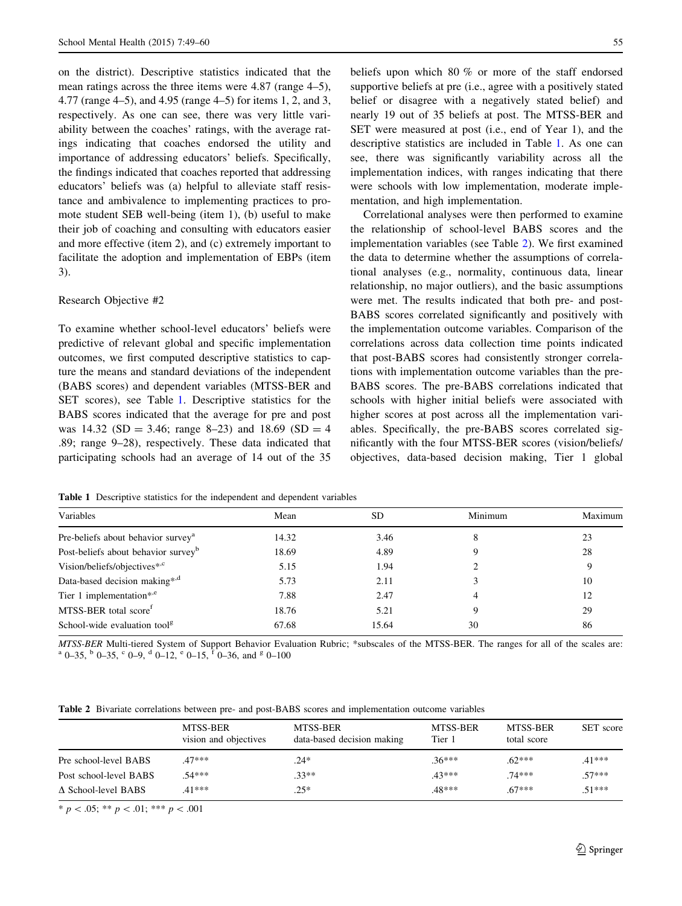on the district). Descriptive statistics indicated that the mean ratings across the three items were 4.87 (range 4–5), 4.77 (range 4–5), and 4.95 (range 4–5) for items 1, 2, and 3, respectively. As one can see, there was very little variability between the coaches' ratings, with the average ratings indicating that coaches endorsed the utility and importance of addressing educators' beliefs. Specifically, the findings indicated that coaches reported that addressing educators' beliefs was (a) helpful to alleviate staff resistance and ambivalence to implementing practices to promote student SEB well-being (item 1), (b) useful to make their job of coaching and consulting with educators easier and more effective (item 2), and (c) extremely important to facilitate the adoption and implementation of EBPs (item 3).

### Research Objective #2

To examine whether school-level educators' beliefs were predictive of relevant global and specific implementation outcomes, we first computed descriptive statistics to capture the means and standard deviations of the independent (BABS scores) and dependent variables (MTSS-BER and SET scores), see Table 1. Descriptive statistics for the BABS scores indicated that the average for pre and post was 14.32 (SD = 3.46; range 8–23) and 18.69 (SD = 4.89; range 9–28), respectively. These data indicated that participating schools had an average of 14 out of the 35 beliefs upon which 80 % or more of the staff endorsed supportive beliefs at pre (i.e., agree with a positively stated belief or disagree with a negatively stated belief) and nearly 19 out of 35 beliefs at post. The MTSS-BER and SET were measured at post (i.e., end of Year 1), and the descriptive statistics are included in Table 1. As one can see, there was significantly variability across all the implementation indices, with ranges indicating that there were schools with low implementation, moderate implementation, and high implementation.

Correlational analyses were then performed to examine the relationship of school-level BABS scores and the implementation variables (see Table 2). We first examined the data to determine whether the assumptions of correlational analyses (e.g., normality, continuous data, linear relationship, no major outliers), and the basic assumptions were met. The results indicated that both pre- and post-BABS scores correlated significantly and positively with the implementation outcome variables. Comparison of the correlations across data collection time points indicated that post-BABS scores had consistently stronger correlations with implementation outcome variables than the pre-BABS scores. The pre-BABS correlations indicated that schools with higher initial beliefs were associated with higher scores at post across all the implementation variables. Specifically, the pre-BABS scores correlated significantly with the four MTSS-BER scores (vision/beliefs/objectives, data-based decision making, Tier 1 global

**Table 1** Descriptive statistics for the independent and dependent variables

| Variables | Mean | SD | Minimum | Maximum |
|---|---|---|---|---|
| Pre-beliefs about behavior survey[a] | 14.32 | 3.46 | 8 | 23 |
| Post-beliefs about behavior survey[b] | 18.69 | 4.89 | 9 | 28 |
| Vision/beliefs/objectives*[,c] | 5.15 | 1.94 | 2 | 9 |
| Data-based decision making*[,d] | 5.73 | 2.11 | 3 | 10 |
| Tier 1 implementation*[,e] | 7.88 | 2.47 | 4 | 12 |
| MTSS-BER total score[f] | 18.76 | 5.21 | 9 | 29 |
| School-wide evaluation tool[g] | 67.68 | 15.64 | 30 | 86 |

*MTSS-BER* Multi-tiered System of Support Behavior Evaluation Rubric; *subscales of the MTSS-BER. The ranges for all of the scales are: [a] 0–35, [b] 0–35, [c] 0–9, [d] 0–12, [e] 0–15, [f] 0–36, and [g] 0–100

**Table 2** Bivariate correlations between pre- and post-BABS scores and implementation outcome variables

| | MTSS-BER vision and objectives | MTSS-BER data-based decision making | MTSS-BER Tier 1 | MTSS-BER total score | SET score |
|---|---|---|---|---|---|
| Pre school-level BABS | .47*** | .24* | .36*** | .62*** | .41*** |
| Post school-level BABS | .54*** | .33** | .43*** | .74*** | .57*** |
| Δ School-level BABS | .41*** | .25* | .48*** | .67*** | .51*** |

* $p < .05$; ** $p < .01$; *** $p < .001$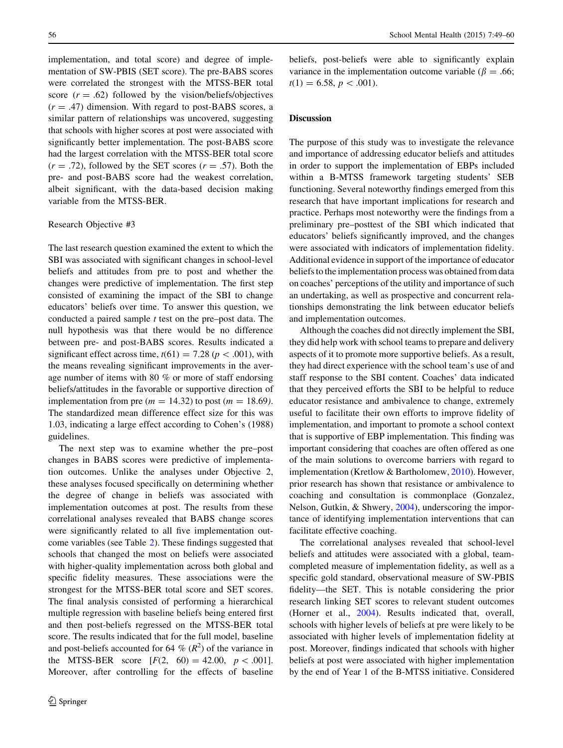implementation, and total score) and degree of implementation of SW-PBIS (SET score). The pre-BABS scores were correlated the strongest with the MTSS-BER total score ($r = .62$) followed by the vision/beliefs/objectives ($r = .47$) dimension. With regard to post-BABS scores, a similar pattern of relationships was uncovered, suggesting that schools with higher scores at post were associated with significantly better implementation. The post-BABS score had the largest correlation with the MTSS-BER total score ($r = .72$), followed by the SET scores ($r = .57$). Both the pre- and post-BABS score had the weakest correlation, albeit significant, with the data-based decision making variable from the MTSS-BER.

Research Objective #3

The last research question examined the extent to which the SBI was associated with significant changes in school-level beliefs and attitudes from pre to post and whether the changes were predictive of implementation. The first step consisted of examining the impact of the SBI to change educators' beliefs over time. To answer this question, we conducted a paired sample *t* test on the pre–post data. The null hypothesis was that there would be no difference between pre- and post-BABS scores. Results indicated a significant effect across time, $t(61) = 7.28$ ($p < .001$), with the means revealing significant improvements in the average number of items with 80 % or more of staff endorsing beliefs/attitudes in the favorable or supportive direction of implementation from pre ($m = 14.32$) to post ($m = 18.69$). The standardized mean difference effect size for this was 1.03, indicating a large effect according to Cohen's (1988) guidelines.

The next step was to examine whether the pre–post changes in BABS scores were predictive of implementation outcomes. Unlike the analyses under Objective 2, these analyses focused specifically on determining whether the degree of change in beliefs was associated with implementation outcomes at post. The results from these correlational analyses revealed that BABS change scores were significantly related to all five implementation outcome variables (see Table 2). These findings suggested that schools that changed the most on beliefs were associated with higher-quality implementation across both global and specific fidelity measures. These associations were the strongest for the MTSS-BER total score and SET scores. The final analysis consisted of performing a hierarchical multiple regression with baseline beliefs being entered first and then post-beliefs regressed on the MTSS-BER total score. The results indicated that for the full model, baseline and post-beliefs accounted for 64 % ($R^2$) of the variance in the MTSS-BER score [$F(2, 60) = 42.00$, $p < .001$]. Moreover, after controlling for the effects of baseline beliefs, post-beliefs were able to significantly explain variance in the implementation outcome variable ($\beta = .66$; $t(1) = 6.58$, $p < .001$).

## Discussion

The purpose of this study was to investigate the relevance and importance of addressing educator beliefs and attitudes in order to support the implementation of EBPs included within a B-MTSS framework targeting students' SEB functioning. Several noteworthy findings emerged from this research that have important implications for research and practice. Perhaps most noteworthy were the findings from a preliminary pre–posttest of the SBI which indicated that educators' beliefs significantly improved, and the changes were associated with indicators of implementation fidelity. Additional evidence in support of the importance of educator beliefs to the implementation process was obtained from data on coaches' perceptions of the utility and importance of such an undertaking, as well as prospective and concurrent relationships demonstrating the link between educator beliefs and implementation outcomes.

Although the coaches did not directly implement the SBI, they did help work with school teams to prepare and delivery aspects of it to promote more supportive beliefs. As a result, they had direct experience with the school team's use of and staff response to the SBI content. Coaches' data indicated that they perceived efforts the SBI to be helpful to reduce educator resistance and ambivalence to change, extremely useful to facilitate their own efforts to improve fidelity of implementation, and important to promote a school context that is supportive of EBP implementation. This finding was important considering that coaches are often offered as one of the main solutions to overcome barriers with regard to implementation (Kretlow & Bartholomew, 2010). However, prior research has shown that resistance or ambivalence to coaching and consultation is commonplace (Gonzalez, Nelson, Gutkin, & Shwery, 2004), underscoring the importance of identifying implementation interventions that can facilitate effective coaching.

The correlational analyses revealed that school-level beliefs and attitudes were associated with a global, team-completed measure of implementation fidelity, as well as a specific gold standard, observational measure of SW-PBIS fidelity—the SET. This is notable considering the prior research linking SET scores to relevant student outcomes (Horner et al., 2004). Results indicated that, overall, schools with higher levels of beliefs at pre were likely to be associated with higher levels of implementation fidelity at post. Moreover, findings indicated that schools with higher beliefs at post were associated with higher implementation by the end of Year 1 of the B-MTSS initiative. Considered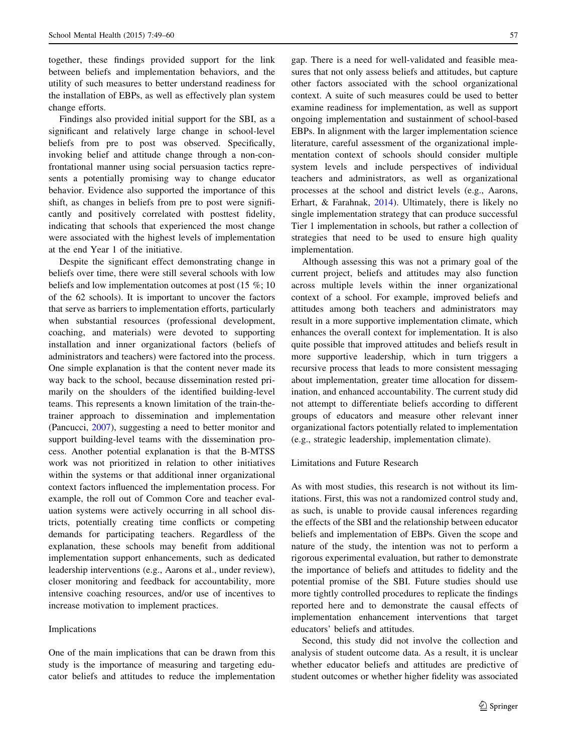together, these findings provided support for the link between beliefs and implementation behaviors, and the utility of such measures to better understand readiness for the installation of EBPs, as well as effectively plan system change efforts.

Findings also provided initial support for the SBI, as a significant and relatively large change in school-level beliefs from pre to post was observed. Specifically, invoking belief and attitude change through a non-confrontational manner using social persuasion tactics represents a potentially promising way to change educator behavior. Evidence also supported the importance of this shift, as changes in beliefs from pre to post were significantly and positively correlated with posttest fidelity, indicating that schools that experienced the most change were associated with the highest levels of implementation at the end Year 1 of the initiative.

Despite the significant effect demonstrating change in beliefs over time, there were still several schools with low beliefs and low implementation outcomes at post (15 %; 10 of the 62 schools). It is important to uncover the factors that serve as barriers to implementation efforts, particularly when substantial resources (professional development, coaching, and materials) were devoted to supporting installation and inner organizational factors (beliefs of administrators and teachers) were factored into the process. One simple explanation is that the content never made its way back to the school, because dissemination rested primarily on the shoulders of the identified building-level teams. This represents a known limitation of the train-the-trainer approach to dissemination and implementation (Pancucci, 2007), suggesting a need to better monitor and support building-level teams with the dissemination process. Another potential explanation is that the B-MTSS work was not prioritized in relation to other initiatives within the systems or that additional inner organizational context factors influenced the implementation process. For example, the roll out of Common Core and teacher evaluation systems were actively occurring in all school districts, potentially creating time conflicts or competing demands for participating teachers. Regardless of the explanation, these schools may benefit from additional implementation support enhancements, such as dedicated leadership interventions (e.g., Aarons et al., under review), closer monitoring and feedback for accountability, more intensive coaching resources, and/or use of incentives to increase motivation to implement practices.

### Implications

One of the main implications that can be drawn from this study is the importance of measuring and targeting educator beliefs and attitudes to reduce the implementation gap. There is a need for well-validated and feasible measures that not only assess beliefs and attitudes, but capture other factors associated with the school organizational context. A suite of such measures could be used to better examine readiness for implementation, as well as support ongoing implementation and sustainment of school-based EBPs. In alignment with the larger implementation science literature, careful assessment of the organizational implementation context of schools should consider multiple system levels and include perspectives of individual teachers and administrators, as well as organizational processes at the school and district levels (e.g., Aarons, Erhart, & Farahnak, 2014). Ultimately, there is likely no single implementation strategy that can produce successful Tier 1 implementation in schools, but rather a collection of strategies that need to be used to ensure high quality implementation.

Although assessing this was not a primary goal of the current project, beliefs and attitudes may also function across multiple levels within the inner organizational context of a school. For example, improved beliefs and attitudes among both teachers and administrators may result in a more supportive implementation climate, which enhances the overall context for implementation. It is also quite possible that improved attitudes and beliefs result in more supportive leadership, which in turn triggers a recursive process that leads to more consistent messaging about implementation, greater time allocation for dissemination, and enhanced accountability. The current study did not attempt to differentiate beliefs according to different groups of educators and measure other relevant inner organizational factors potentially related to implementation (e.g., strategic leadership, implementation climate).

### Limitations and Future Research

As with most studies, this research is not without its limitations. First, this was not a randomized control study and, as such, is unable to provide causal inferences regarding the effects of the SBI and the relationship between educator beliefs and implementation of EBPs. Given the scope and nature of the study, the intention was not to perform a rigorous experimental evaluation, but rather to demonstrate the importance of beliefs and attitudes to fidelity and the potential promise of the SBI. Future studies should use more tightly controlled procedures to replicate the findings reported here and to demonstrate the causal effects of implementation enhancement interventions that target educators' beliefs and attitudes.

Second, this study did not involve the collection and analysis of student outcome data. As a result, it is unclear whether educator beliefs and attitudes are predictive of student outcomes or whether higher fidelity was associated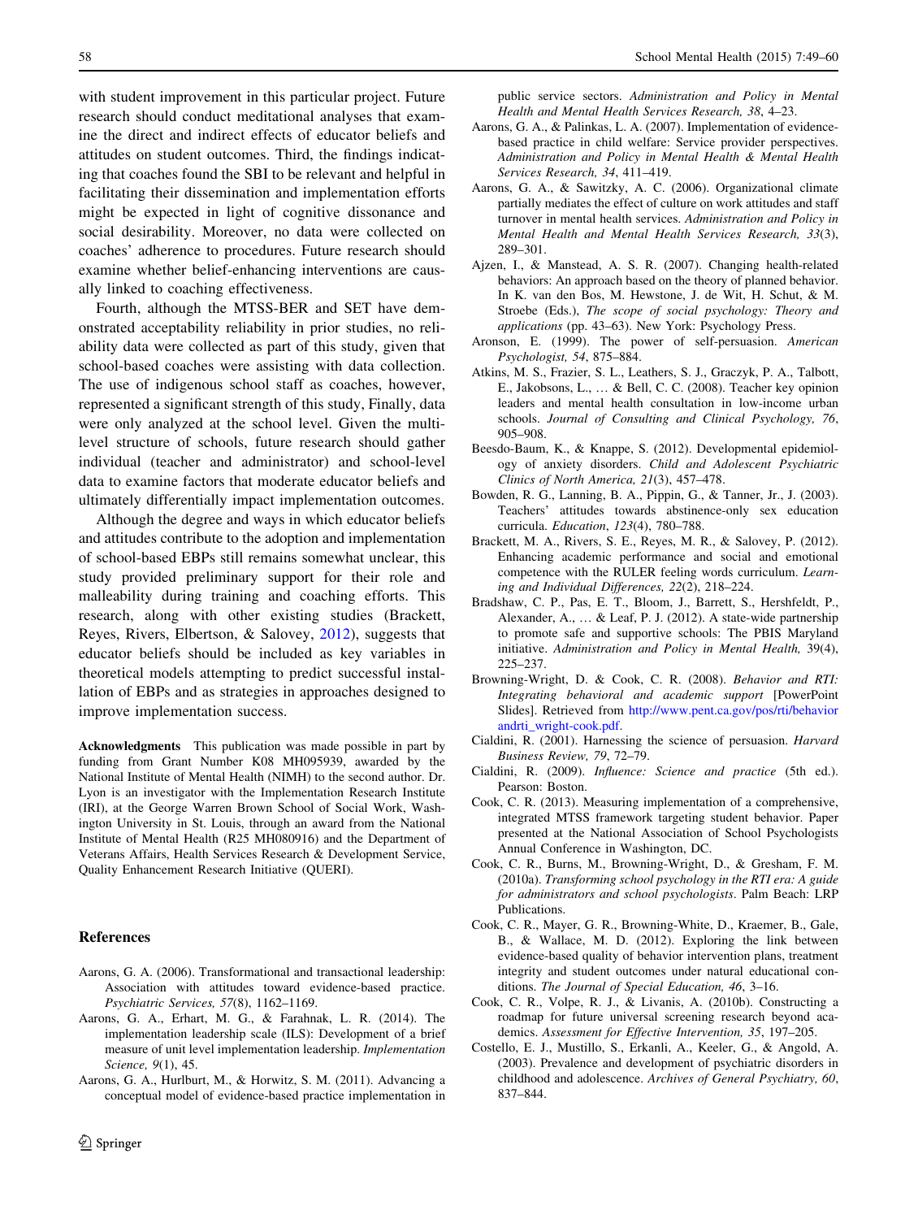with student improvement in this particular project. Future research should conduct meditational analyses that examine the direct and indirect effects of educator beliefs and attitudes on student outcomes. Third, the findings indicating that coaches found the SBI to be relevant and helpful in facilitating their dissemination and implementation efforts might be expected in light of cognitive dissonance and social desirability. Moreover, no data were collected on coaches' adherence to procedures. Future research should examine whether belief-enhancing interventions are causally linked to coaching effectiveness.

Fourth, although the MTSS-BER and SET have demonstrated acceptability reliability in prior studies, no reliability data were collected as part of this study, given that school-based coaches were assisting with data collection. The use of indigenous school staff as coaches, however, represented a significant strength of this study, Finally, data were only analyzed at the school level. Given the multilevel structure of schools, future research should gather individual (teacher and administrator) and school-level data to examine factors that moderate educator beliefs and ultimately differentially impact implementation outcomes.

Although the degree and ways in which educator beliefs and attitudes contribute to the adoption and implementation of school-based EBPs still remains somewhat unclear, this study provided preliminary support for their role and malleability during training and coaching efforts. This research, along with other existing studies (Brackett, Reyes, Rivers, Elbertson, & Salovey, 2012), suggests that educator beliefs should be included as key variables in theoretical models attempting to predict successful installation of EBPs and as strategies in approaches designed to improve implementation success.

**Acknowledgments** This publication was made possible in part by funding from Grant Number K08 MH095939, awarded by the National Institute of Mental Health (NIMH) to the second author. Dr. Lyon is an investigator with the Implementation Research Institute (IRI), at the George Warren Brown School of Social Work, Washington University in St. Louis, through an award from the National Institute of Mental Health (R25 MH080916) and the Department of Veterans Affairs, Health Services Research & Development Service, Quality Enhancement Research Initiative (QUERI).

## References

Aarons, G. A. (2006). Transformational and transactional leadership: Association with attitudes toward evidence-based practice. *Psychiatric Services, 57*(8), 1162–1169.

Aarons, G. A., Erhart, M. G., & Farahnak, L. R. (2014). The implementation leadership scale (ILS): Development of a brief measure of unit level implementation leadership. *Implementation Science, 9*(1), 45.

Aarons, G. A., Hurlburt, M., & Horwitz, S. M. (2011). Advancing a conceptual model of evidence-based practice implementation in public service sectors. *Administration and Policy in Mental Health and Mental Health Services Research, 38*, 4–23.

Aarons, G. A., & Palinkas, L. A. (2007). Implementation of evidence-based practice in child welfare: Service provider perspectives. *Administration and Policy in Mental Health & Mental Health Services Research, 34*, 411–419.

Aarons, G. A., & Sawitzky, A. C. (2006). Organizational climate partially mediates the effect of culture on work attitudes and staff turnover in mental health services. *Administration and Policy in Mental Health and Mental Health Services Research, 33*(3), 289–301.

Ajzen, I., & Manstead, A. S. R. (2007). Changing health-related behaviors: An approach based on the theory of planned behavior. In K. van den Bos, M. Hewstone, J. de Wit, H. Schut, & M. Stroebe (Eds.), *The scope of social psychology: Theory and applications* (pp. 43–63). New York: Psychology Press.

Aronson, E. (1999). The power of self-persuasion. *American Psychologist, 54*, 875–884.

Atkins, M. S., Frazier, S. L., Leathers, S. J., Graczyk, P. A., Talbott, E., Jakobsons, L., … & Bell, C. C. (2008). Teacher key opinion leaders and mental health consultation in low-income urban schools. *Journal of Consulting and Clinical Psychology, 76*, 905–908.

Beesdo-Baum, K., & Knappe, S. (2012). Developmental epidemiology of anxiety disorders. *Child and Adolescent Psychiatric Clinics of North America, 21*(3), 457–478.

Bowden, R. G., Lanning, B. A., Pippin, G., & Tanner, Jr., J. (2003). Teachers' attitudes towards abstinence-only sex education curricula. *Education*, *123*(4), 780–788.

Brackett, M. A., Rivers, S. E., Reyes, M. R., & Salovey, P. (2012). Enhancing academic performance and social and emotional competence with the RULER feeling words curriculum. *Learning and Individual Differences, 22*(2), 218–224.

Bradshaw, C. P., Pas, E. T., Bloom, J., Barrett, S., Hershfeldt, P., Alexander, A., … & Leaf, P. J. (2012). A state-wide partnership to promote safe and supportive schools: The PBIS Maryland initiative. *Administration and Policy in Mental Health,* 39(4), 225–237.

Browning-Wright, D. & Cook, C. R. (2008). *Behavior and RTI: Integrating behavioral and academic support* [PowerPoint Slides]. Retrieved from http://www.pent.ca.gov/pos/rti/behaviorandrti_wright-cook.pdf.

Cialdini, R. (2001). Harnessing the science of persuasion. *Harvard Business Review, 79*, 72–79.

Cialdini, R. (2009). *Influence: Science and practice* (5th ed.). Pearson: Boston.

Cook, C. R. (2013). Measuring implementation of a comprehensive, integrated MTSS framework targeting student behavior. Paper presented at the National Association of School Psychologists Annual Conference in Washington, DC.

Cook, C. R., Burns, M., Browning-Wright, D., & Gresham, F. M. (2010a). *Transforming school psychology in the RTI era: A guide for administrators and school psychologists*. Palm Beach: LRP Publications.

Cook, C. R., Mayer, G. R., Browning-White, D., Kraemer, B., Gale, B., & Wallace, M. D. (2012). Exploring the link between evidence-based quality of behavior intervention plans, treatment integrity and student outcomes under natural educational conditions. *The Journal of Special Education, 46*, 3–16.

Cook, C. R., Volpe, R. J., & Livanis, A. (2010b). Constructing a roadmap for future universal screening research beyond academics. *Assessment for Effective Intervention, 35*, 197–205.

Costello, E. J., Mustillo, S., Erkanli, A., Keeler, G., & Angold, A. (2003). Prevalence and development of psychiatric disorders in childhood and adolescence. *Archives of General Psychiatry, 60*, 837–844.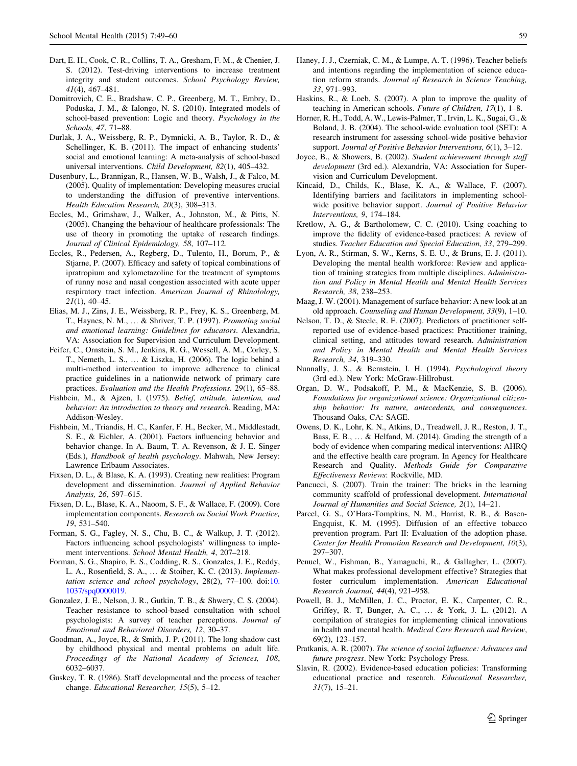Dart, E. H., Cook, C. R., Collins, T. A., Gresham, F. M., & Chenier, J. S. (2012). Test-driving interventions to increase treatment integrity and student outcomes. *School Psychology Review, 41*(4), 467–481.

Domitrovich, C. E., Bradshaw, C. P., Greenberg, M. T., Embry, D., Poduska, J. M., & Ialongo, N. S. (2010). Integrated models of school-based prevention: Logic and theory. *Psychology in the Schools, 47*, 71–88.

Durlak, J. A., Weissberg, R. P., Dymnicki, A. B., Taylor, R. D., & Schellinger, K. B. (2011). The impact of enhancing students' social and emotional learning: A meta-analysis of school-based universal interventions. *Child Development, 82*(1), 405–432.

Dusenbury, L., Brannigan, R., Hansen, W. B., Walsh, J., & Falco, M. (2005). Quality of implementation: Developing measures crucial to understanding the diffusion of preventive interventions. *Health Education Research, 20*(3), 308–313.

Eccles, M., Grimshaw, J., Walker, A., Johnston, M., & Pitts, N. (2005). Changing the behaviour of healthcare professionals: The use of theory in promoting the uptake of research findings. *Journal of Clinical Epidemiology, 58*, 107–112.

Eccles, R., Pedersen, A., Regberg, D., Tulento, H., Borum, P., & Stjarne, P. (2007). Efficacy and safety of topical combinations of ipratropium and xylometazoline for the treatment of symptoms of runny nose and nasal congestion associated with acute upper respiratory tract infection. *American Journal of Rhinolology, 21*(1), 40–45.

Elias, M. J., Zins, J. E., Weissberg, R. P., Frey, K. S., Greenberg, M. T., Haynes, N. M., … & Shriver, T. P. (1997). *Promoting social and emotional learning: Guidelines for educators*. Alexandria, VA: Association for Supervision and Curriculum Development.

Feifer, C., Ornstein, S. M., Jenkins, R. G., Wessell, A. M., Corley, S. T., Nemeth, L. S., … & Liszka, H. (2006). The logic behind a multi-method intervention to improve adherence to clinical practice guidelines in a nationwide network of primary care practices. *Evaluation and the Health Professions.* 29(1), 65–88.

Fishbein, M., & Ajzen, I. (1975). *Belief, attitude, intention, and behavior: An introduction to theory and research*. Reading, MA: Addison-Wesley.

Fishbein, M., Triandis, H. C., Kanfer, F. H., Becker, M., Middlestadt, S. E., & Eichler, A. (2001). Factors influencing behavior and behavior change. In A. Baum, T. A. Revenson, & J. E. Singer (Eds.), *Handbook of health psychology*. Mahwah, New Jersey: Lawrence Erlbaum Associates.

Fixsen, D. L., & Blase, K. A. (1993). Creating new realities: Program development and dissemination. *Journal of Applied Behavior Analysis, 26*, 597–615.

Fixsen, D. L., Blase, K. A., Naoom, S. F., & Wallace, F. (2009). Core implementation components. *Research on Social Work Practice, 19*, 531–540.

Forman, S. G., Fagley, N. S., Chu, B. C., & Walkup, J. T. (2012). Factors influencing school psychologists' willingness to implement interventions. *School Mental Health, 4*, 207–218.

Forman, S. G., Shapiro, E. S., Codding, R. S., Gonzales, J. E., Reddy, L. A., Rosenfield, S. A., … & Stoiber, K. C. (2013). *Implementation science and school psychology*, 28(2), 77–100. doi:10.1037/spq0000019.

Gonzalez, J. E., Nelson, J. R., Gutkin, T. B., & Shwery, C. S. (2004). Teacher resistance to school-based consultation with school psychologists: A survey of teacher perceptions. *Journal of Emotional and Behavioral Disorders, 12*, 30–37.

Goodman, A., Joyce, R., & Smith, J. P. (2011). The long shadow cast by childhood physical and mental problems on adult life. *Proceedings of the National Academy of Sciences, 108*, 6032–6037.

Guskey, T. R. (1986). Staff developmental and the process of teacher change. *Educational Researcher, 15*(5), 5–12.

Haney, J. J., Czerniak, C. M., & Lumpe, A. T. (1996). Teacher beliefs and intentions regarding the implementation of science education reform strands. *Journal of Research in Science Teaching, 33*, 971–993.

Haskins, R., & Loeb, S. (2007). A plan to improve the quality of teaching in American schools. *Future of Children, 17*(1), 1–8.

Horner, R. H., Todd, A. W., Lewis-Palmer, T., Irvin, L. K., Sugai, G., & Boland, J. B. (2004). The school-wide evaluation tool (SET): A research instrument for assessing school-wide positive behavior support. *Journal of Positive Behavior Interventions, 6*(1), 3–12.

Joyce, B., & Showers, B. (2002). *Student achievement through staff development* (3rd ed.). Alexandria, VA: Association for Supervision and Curriculum Development.

Kincaid, D., Childs, K., Blase, K. A., & Wallace, F. (2007). Identifying barriers and facilitators in implementing school-wide positive behavior support. *Journal of Positive Behavior Interventions, 9*, 174–184.

Kretlow, A. G., & Bartholomew, C. C. (2010). Using coaching to improve the fidelity of evidence-based practices: A review of studies. *Teacher Education and Special Education, 33*, 279–299.

Lyon, A. R., Stirman, S. W., Kerns, S. E. U., & Bruns, E. J. (2011). Developing the mental health workforce: Review and application of training strategies from multiple disciplines. *Administration and Policy in Mental Health and Mental Health Services Research, 38*, 238–253.

Maag, J. W. (2001). Management of surface behavior: A new look at an old approach. *Counseling and Human Development, 33*(9), 1–10.

Nelson, T. D., & Steele, R. F. (2007). Predictors of practitioner self-reported use of evidence-based practices: Practitioner training, clinical setting, and attitudes toward research. *Administration and Policy in Mental Health and Mental Health Services Research, 34*, 319–330.

Nunnally, J. S., & Bernstein, I. H. (1994). *Psychological theory* (3rd ed.). New York: McGraw-Hillrobust.

Organ, D. W., Podsakoff, P. M., & MacKenzie, S. B. (2006). *Foundations for organizational science: Organizational citizenship behavior: Its nature, antecedents, and consequences*. Thousand Oaks, CA: SAGE.

Owens, D. K., Lohr, K. N., Atkins, D., Treadwell, J. R., Reston, J. T., Bass, E. B., … & Helfand, M. (2014). Grading the strength of a body of evidence when comparing medical interventions: AHRQ and the effective health care program. In Agency for Healthcare Research and Quality. *Methods Guide for Comparative Effectiveness Reviews*: Rockville, MD.

Pancucci, S. (2007). Train the trainer: The bricks in the learning community scaffold of professional development. *International Journal of Humanities and Social Science, 2*(1), 14–21.

Parcel, G. S., O'Hara-Tompkins, N. M., Harrist, R. B., & Basen-Engquist, K. M. (1995). Diffusion of an effective tobacco prevention program. Part II: Evaluation of the adoption phase. *Center for Health Promotion Research and Development, 10*(3), 297–307.

Penuel, W., Fishman, B., Yamaguchi, R., & Gallagher, L. (2007). What makes professional development effective? Strategies that foster curriculum implementation. *American Educational Research Journal, 44*(4), 921–958.

Powell, B. J., McMillen, J. C., Proctor, E. K., Carpenter, C. R., Griffey, R. T, Bunger, A. C., … & York, J. L. (2012). A compilation of strategies for implementing clinical innovations in health and mental health. *Medical Care Research and Review*, 69(2), 123–157.

Pratkanis, A. R. (2007). *The science of social influence: Advances and future progress*. New York: Psychology Press.

Slavin, R. (2002). Evidence-based education policies: Transforming educational practice and research. *Educational Researcher, 31*(7), 15–21.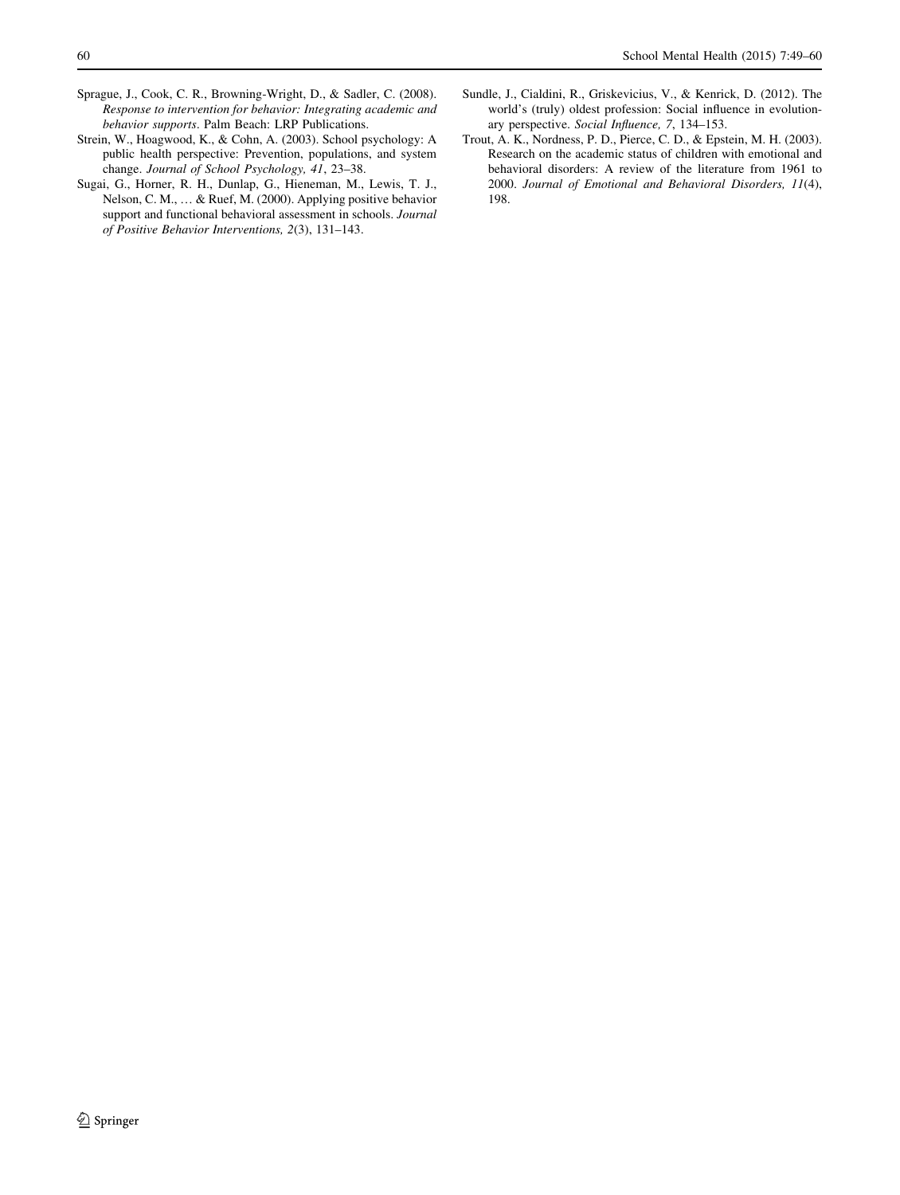Sprague, J., Cook, C. R., Browning-Wright, D., & Sadler, C. (2008). *Response to intervention for behavior: Integrating academic and behavior supports*. Palm Beach: LRP Publications.

Strein, W., Hoagwood, K., & Cohn, A. (2003). School psychology: A public health perspective: Prevention, populations, and system change. *Journal of School Psychology, 41*, 23–38.

Sugai, G., Horner, R. H., Dunlap, G., Hieneman, M., Lewis, T. J., Nelson, C. M., … & Ruef, M. (2000). Applying positive behavior support and functional behavioral assessment in schools. *Journal of Positive Behavior Interventions, 2*(3), 131–143.

Sundle, J., Cialdini, R., Griskevicius, V., & Kenrick, D. (2012). The world's (truly) oldest profession: Social influence in evolutionary perspective. *Social Influence, 7*, 134–153.

Trout, A. K., Nordness, P. D., Pierce, C. D., & Epstein, M. H. (2003). Research on the academic status of children with emotional and behavioral disorders: A review of the literature from 1961 to 2000. *Journal of Emotional and Behavioral Disorders, 11*(4), 198.